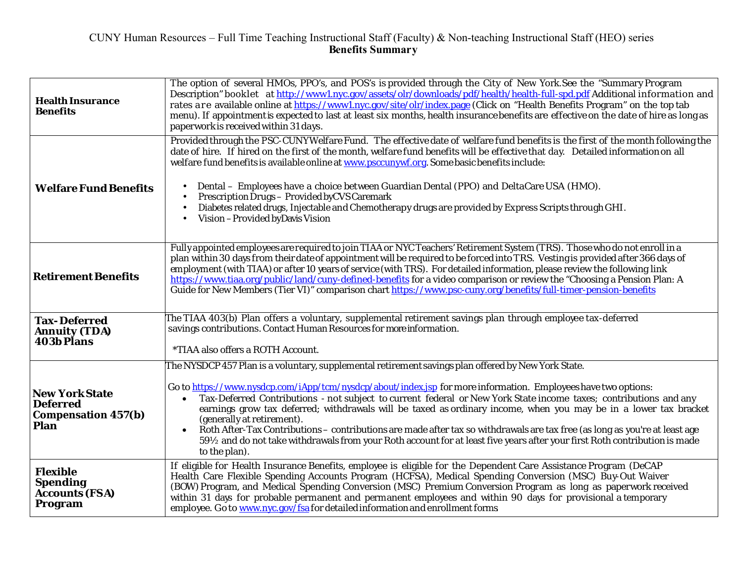CUNY Human Resources – Full Time Teaching Instructional Staff (Faculty) & Non-teaching Instructional Staff (HEO) series

**Benefits Summary**

| | |
|---|---|
| **Health Insurance Benefits** | The option of several HMOs, PPO's, and POS's is provided through the City of New York. See the "Summary Program Description" booklet at http://www1.nyc.gov/assets/olr/downloads/pdf/health/health-full-spd.pdf Additional information and rates are available online at https://www1.nyc.gov/site/olr/index.page (Click on "Health Benefits Program" on the top tab menu). If appointment is expected to last at least six months, health insurance benefits are effective on the date of hire as long as paperwork is received within 31 days. |
| **Welfare Fund Benefits** | Provided through the PSC-CUNY Welfare Fund. The effective date of welfare fund benefits is the first of the month following the date of hire. If hired on the first of the month, welfare fund benefits will be effective that day. Detailed information on all welfare fund benefits is available online at www.psccunywf.org. Some basic benefits include:<br>• Dental – Employees have a choice between Guardian Dental (PPO) and DeltaCare USA (HMO).<br>• Prescription Drugs – Provided by CVS Caremark<br>• Diabetes related drugs, Injectable and Chemotherapy drugs are provided by Express Scripts through GHI.<br>• Vision – Provided by Davis Vision |
| **Retirement Benefits** | Fully appointed employees are required to join TIAA or NYC Teachers' Retirement System (TRS). Those who do not enroll in a plan within 30 days from their date of appointment will be required to be forced into TRS. Vesting is provided after 366 days of employment (with TIAA) or after 10 years of service (with TRS). For detailed information, please review the following link https://www.tiaa.org/public/land/cuny-defined-benefits for a video comparison or review the "Choosing a Pension Plan: A Guide for New Members (Tier VI)" comparison chart https://www.psc-cuny.org/benefits/full-timer-pension-benefits |
| **Tax-Deferred Annuity (TDA) 403b Plans** | The TIAA 403(b) Plan offers a voluntary, supplemental retirement savings plan through employee tax-deferred savings contributions. Contact Human Resources for more information.<br>*TIAA also offers a ROTH Account. |
| **New York State Deferred Compensation 457(b) Plan** | The NYSDCP 457 Plan is a voluntary, supplemental retirement savings plan offered by New York State.<br>Go to https://www.nysdcp.com/iApp/tcm/nysdcp/about/index.jsp for more information. Employees have two options:<br>• Tax-Deferred Contributions - not subject to current federal or New York State income taxes; contributions and any earnings grow tax deferred; withdrawals will be taxed as ordinary income, when you may be in a lower tax bracket (generally at retirement).<br>• Roth After-Tax Contributions – contributions are made after tax so withdrawals are tax free (as long as you're at least age 59½ and do not take withdrawals from your Roth account for at least five years after your first Roth contribution is made to the plan). |
| **Flexible Spending Accounts (FSA) Program** | If eligible for Health Insurance Benefits, employee is eligible for the Dependent Care Assistance Program (DeCAP Health Care Flexible Spending Accounts Program (HCFSA), Medical Spending Conversion (MSC) Buy-Out Waiver (BOW) Program, and Medical Spending Conversion (MSC) Premium Conversion Program as long as paperwork received within 31 days for probable permanent and permanent employees and within 90 days for provisional a temporary employee. Go to www.nyc.gov/fsa for detailed information and enrollment forms |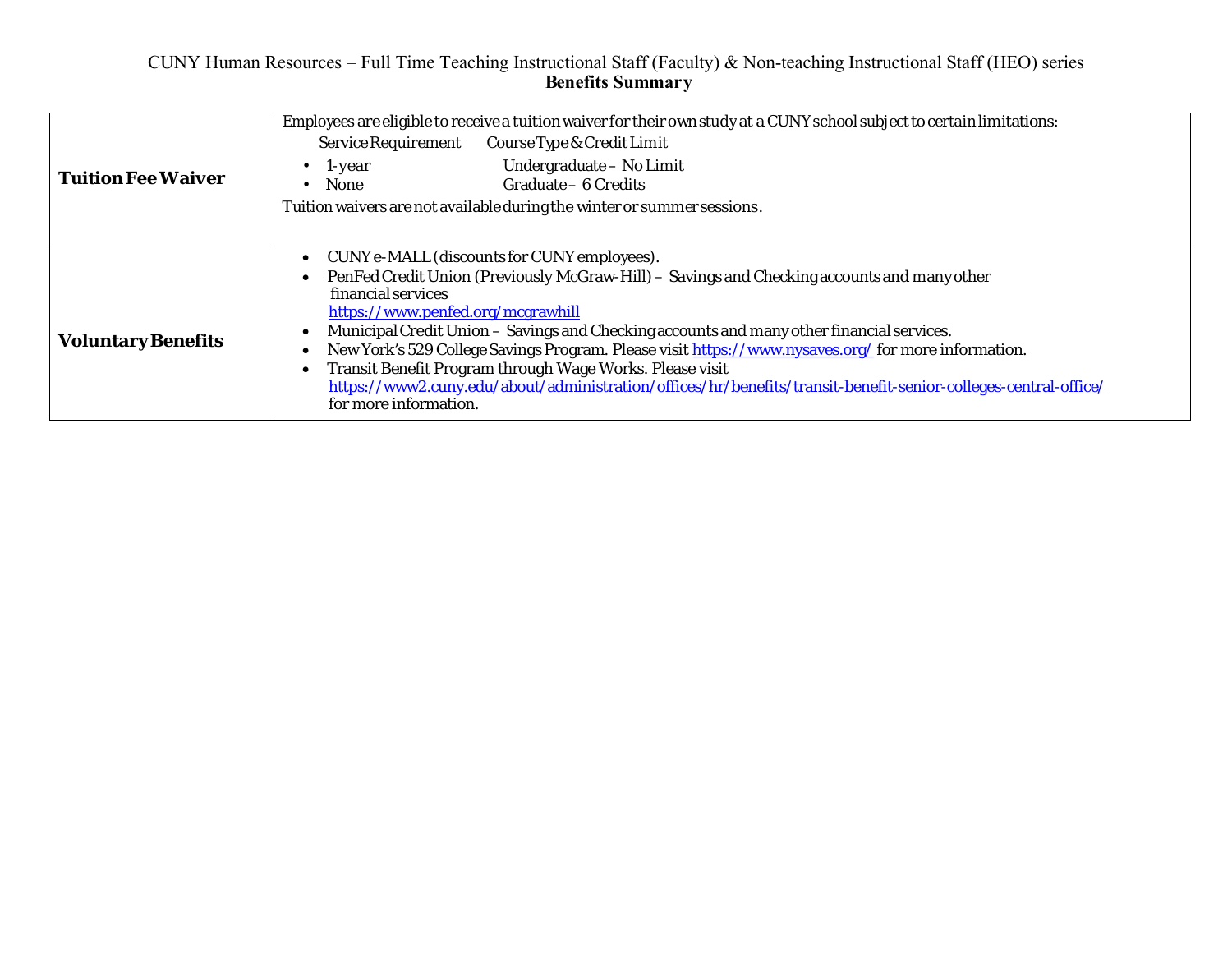CUNY Human Resources – Full Time Teaching Instructional Staff (Faculty) & Non-teaching Instructional Staff (HEO) series
**Benefits Summary**

| | |
|---|---|
| **Tuition Fee Waiver** | Employees are eligible to receive a tuition waiver for their own study at a CUNY school subject to certain limitations:<br>Service Requirement — Course Type & Credit Limit<br>• 1-year — Undergraduate – No Limit<br>• None — Graduate – 6 Credits<br>Tuition waivers are not available during the winter or summer sessions. |
| **Voluntary Benefits** | • CUNY e-MALL (discounts for CUNY employees).<br>• PenFed Credit Union (Previously McGraw-Hill) – Savings and Checking accounts and many other financial services https://www.penfed.org/mcgrawhill<br>• Municipal Credit Union – Savings and Checking accounts and many other financial services.<br>• New York's 529 College Savings Program. Please visit https://www.nysaves.org/ for more information.<br>• Transit Benefit Program through Wage Works. Please visit https://www2.cuny.edu/about/administration/offices/hr/benefits/transit-benefit-senior-colleges-central-office/ for more information. |